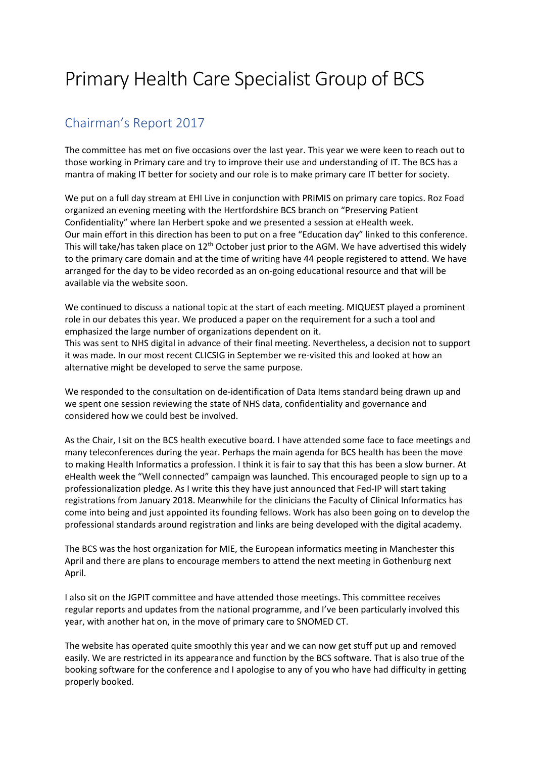# Primary Health Care Specialist Group of BCS

## Chairman's Report 2017

The committee has met on five occasions over the last year. This year we were keen to reach out to those working in Primary care and try to improve their use and understanding of IT. The BCS has a mantra of making IT better for society and our role is to make primary care IT better for society.

We put on a full day stream at EHI Live in conjunction with PRIMIS on primary care topics. Roz Foad organized an evening meeting with the Hertfordshire BCS branch on "Preserving Patient Confidentiality" where Ian Herbert spoke and we presented a session at eHealth week.
Our main effort in this direction has been to put on a free "Education day" linked to this conference. This will take/has taken place on 12th October just prior to the AGM. We have advertised this widely to the primary care domain and at the time of writing have 44 people registered to attend. We have arranged for the day to be video recorded as an on-going educational resource and that will be available via the website soon.

We continued to discuss a national topic at the start of each meeting. MIQUEST played a prominent role in our debates this year. We produced a paper on the requirement for a such a tool and emphasized the large number of organizations dependent on it.
This was sent to NHS digital in advance of their final meeting. Nevertheless, a decision not to support it was made. In our most recent CLICSIG in September we re-visited this and looked at how an alternative might be developed to serve the same purpose.

We responded to the consultation on de-identification of Data Items standard being drawn up and we spent one session reviewing the state of NHS data, confidentiality and governance and considered how we could best be involved.

As the Chair, I sit on the BCS health executive board. I have attended some face to face meetings and many teleconferences during the year. Perhaps the main agenda for BCS health has been the move to making Health Informatics a profession. I think it is fair to say that this has been a slow burner. At eHealth week the "Well connected" campaign was launched. This encouraged people to sign up to a professionalization pledge. As I write this they have just announced that Fed-IP will start taking registrations from January 2018. Meanwhile for the clinicians the Faculty of Clinical Informatics has come into being and just appointed its founding fellows. Work has also been going on to develop the professional standards around registration and links are being developed with the digital academy.

The BCS was the host organization for MIE, the European informatics meeting in Manchester this April and there are plans to encourage members to attend the next meeting in Gothenburg next April.

I also sit on the JGPIT committee and have attended those meetings. This committee receives regular reports and updates from the national programme, and I've been particularly involved this year, with another hat on, in the move of primary care to SNOMED CT.

The website has operated quite smoothly this year and we can now get stuff put up and removed easily. We are restricted in its appearance and function by the BCS software. That is also true of the booking software for the conference and I apologise to any of you who have had difficulty in getting properly booked.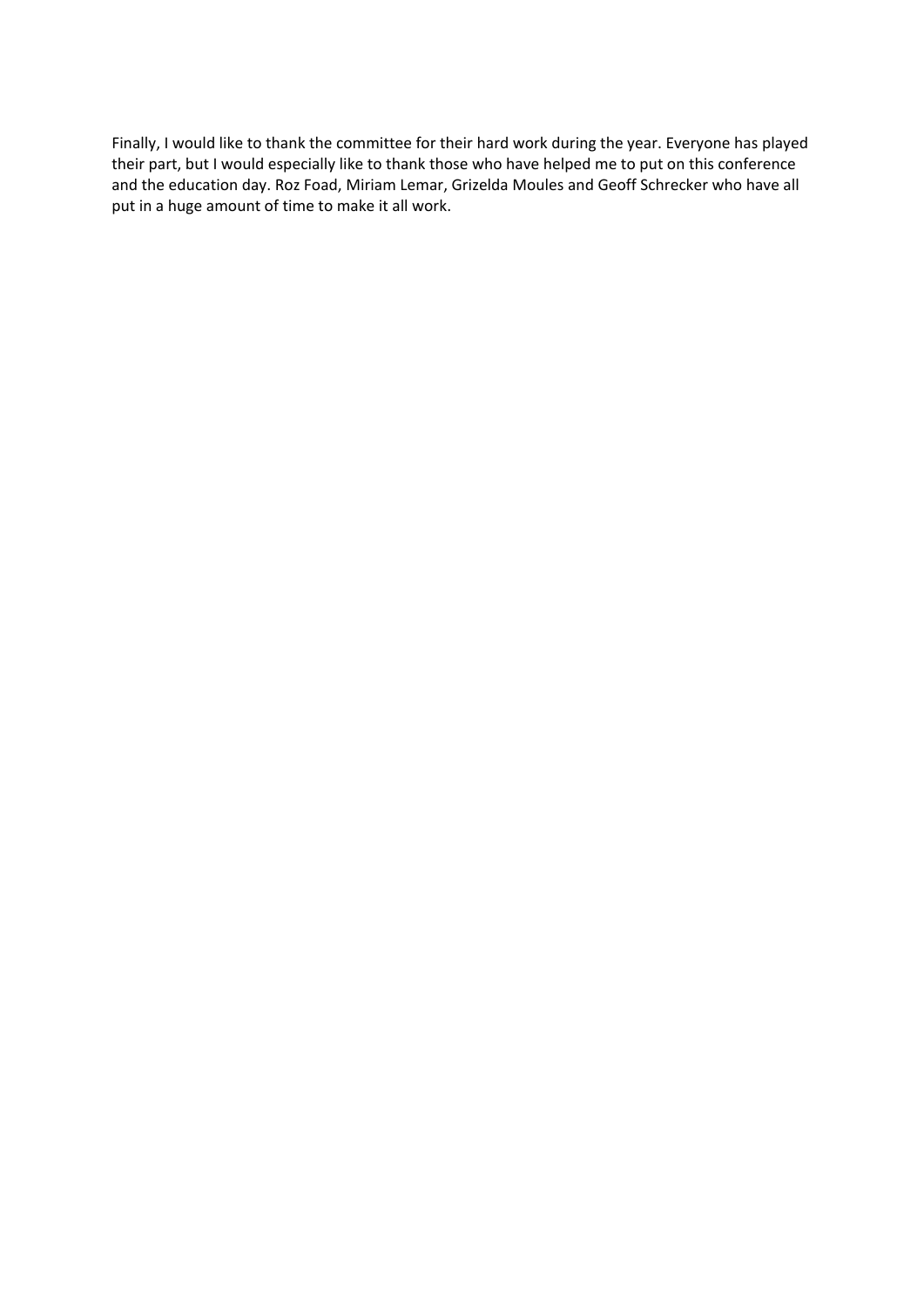Finally, I would like to thank the committee for their hard work during the year. Everyone has played their part, but I would especially like to thank those who have helped me to put on this conference and the education day. Roz Foad, Miriam Lemar, Grizelda Moules and Geoff Schrecker who have all put in a huge amount of time to make it all work.